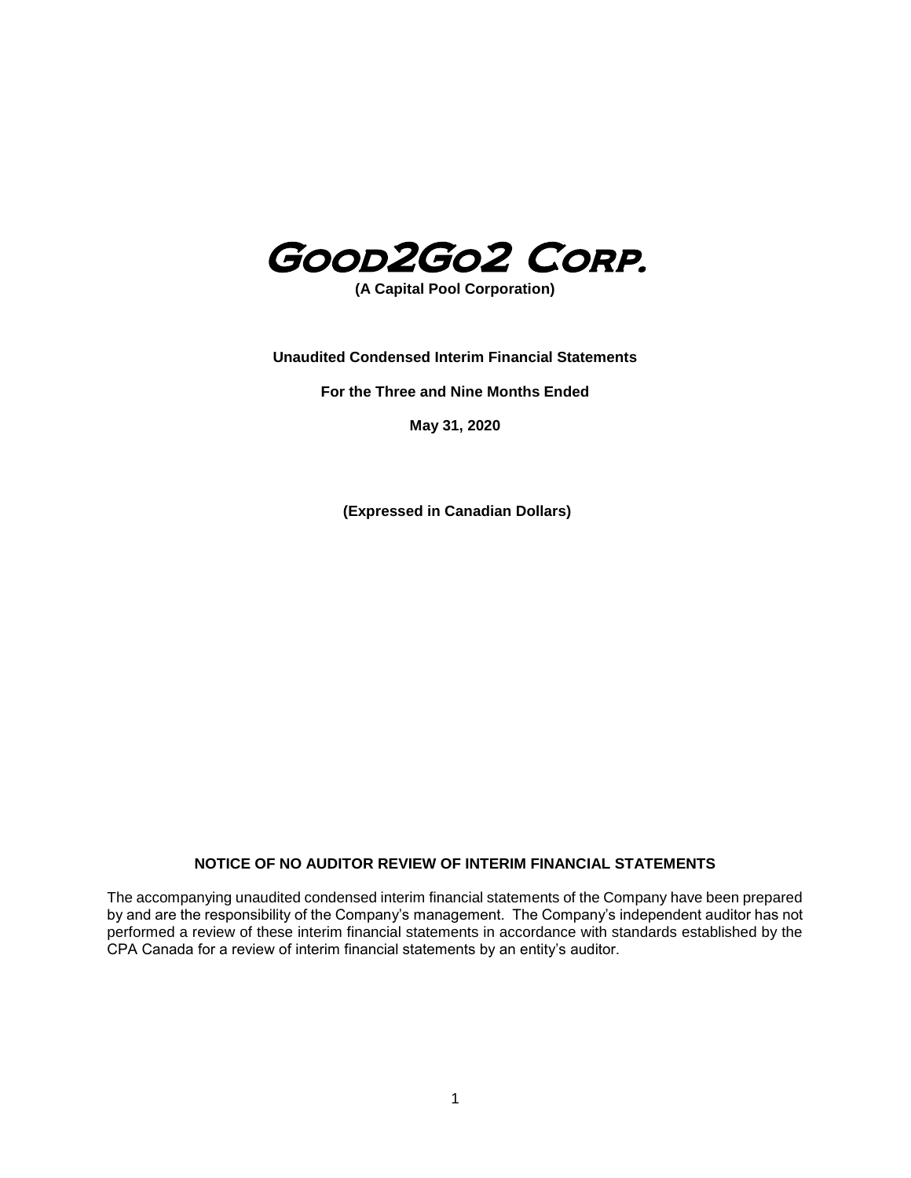# Good2Go2 Corp.

**(A Capital Pool Corporation)**

**Unaudited Condensed Interim Financial Statements**

**For the Three and Nine Months Ended**

**May 31, 2020**

**(Expressed in Canadian Dollars)**

**NOTICE OF NO AUDITOR REVIEW OF INTERIM FINANCIAL STATEMENTS**

The accompanying unaudited condensed interim financial statements of the Company have been prepared by and are the responsibility of the Company's management. The Company's independent auditor has not performed a review of these interim financial statements in accordance with standards established by the CPA Canada for a review of interim financial statements by an entity's auditor.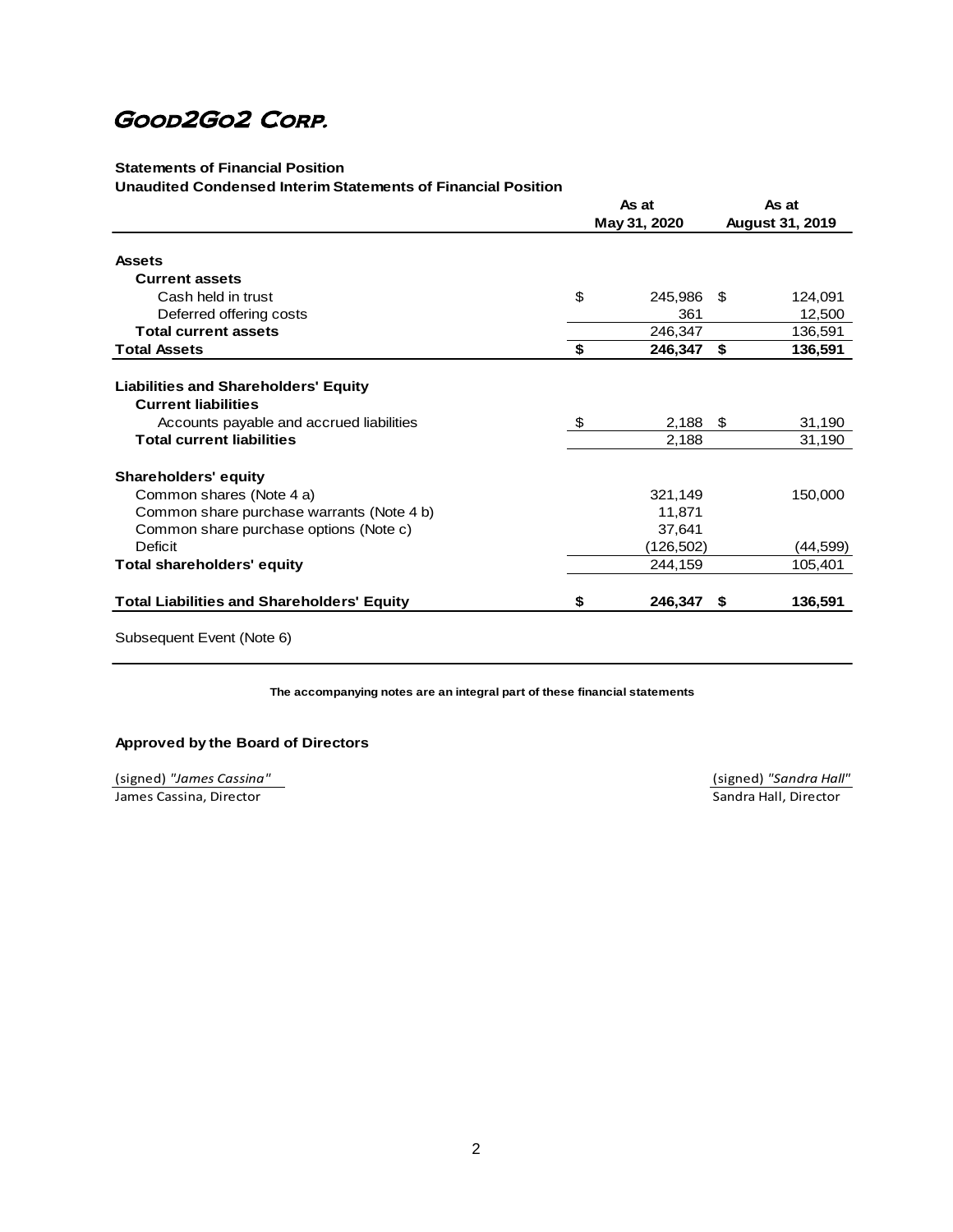# Good2Go2 Corp.

**Statements of Financial Position**
**Unaudited Condensed Interim Statements of Financial Position**

| | As at May 31, 2020 | As at August 31, 2019 |
|---|---|---|
| **Assets** | | |
| **Current assets** | | |
| Cash held in trust | $ 245,986 | $ 124,091 |
| Deferred offering costs | 361 | 12,500 |
| **Total current assets** | 246,347 | 136,591 |
| **Total Assets** | **$ 246,347** | **$ 136,591** |
| **Liabilities and Shareholders' Equity** | | |
| **Current liabilities** | | |
| Accounts payable and accrued liabilities | $ 2,188 | $ 31,190 |
| **Total current liabilities** | 2,188 | 31,190 |
| **Shareholders' equity** | | |
| Common shares (Note 4 a) | 321,149 | 150,000 |
| Common share purchase warrants (Note 4 b) | 11,871 | |
| Common share purchase options (Note c) | 37,641 | |
| Deficit | (126,502) | (44,599) |
| **Total shareholders' equity** | 244,159 | 105,401 |
| **Total Liabilities and Shareholders' Equity** | **$ 246,347** | **$ 136,591** |

Subsequent Event (Note 6)

**The accompanying notes are an integral part of these financial statements**

**Approved by the Board of Directors**

(signed) *"James Cassina"*
James Cassina, Director

(signed) *"Sandra Hall"*
Sandra Hall, Director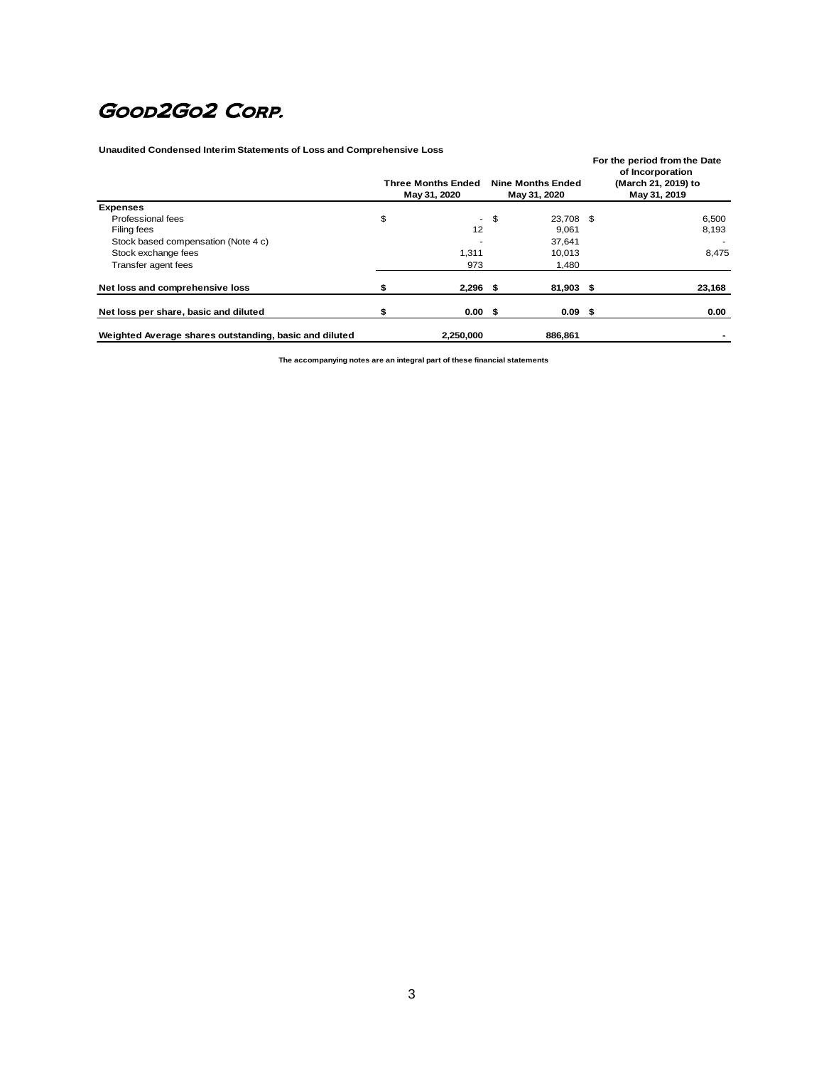# Good2Go2 Corp.

**Unaudited Condensed Interim Statements of Loss and Comprehensive Loss**

| | Three Months Ended May 31, 2020 | Nine Months Ended May 31, 2020 | For the period from the Date of Incorporation (March 21, 2019) to May 31, 2019 |
|---|---|---|---|
| **Expenses** | | | |
| Professional fees | $ - | $ 23,708 | $ 6,500 |
| Filing fees | 12 | 9,061 | 8,193 |
| Stock based compensation (Note 4 c) | - | 37,641 | - |
| Stock exchange fees | 1,311 | 10,013 | 8,475 |
| Transfer agent fees | 973 | 1,480 | |
| **Net loss and comprehensive loss** | **$ 2,296** | **$ 81,903** | **$ 23,168** |
| **Net loss per share, basic and diluted** | **$ 0.00** | **$ 0.09** | **$ 0.00** |
| **Weighted Average shares outstanding, basic and diluted** | **2,250,000** | **886,861** | **-** |

**The accompanying notes are an integral part of these financial statements**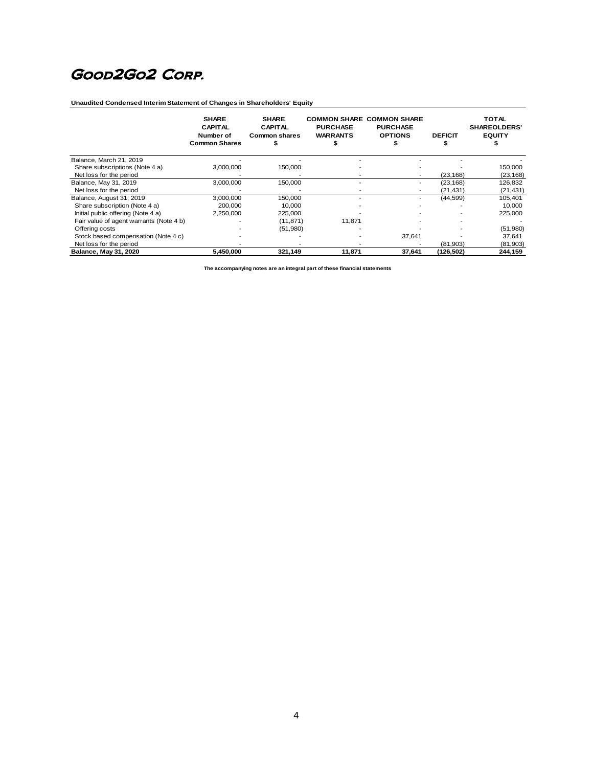# Good2Go2 Corp.

**Unaudited Condensed Interim Statement of Changes in Shareholders' Equity**

| | SHARE CAPITAL Number of Common Shares | SHARE CAPITAL Common shares $ | COMMON SHARE PURCHASE WARRANTS $ | COMMON SHARE PURCHASE OPTIONS $ | DEFICIT $ | TOTAL SHAREOLDERS' EQUITY $ |
|---|---|---|---|---|---|---|
| Balance, March 21, 2019 | - | - | - | - | - | - |
| Share subscriptions (Note 4 a) | 3,000,000 | 150,000 | - | - | - | 150,000 |
| Net loss for the period | - | - | - | - | (23,168) | (23,168) |
| Balance, May 31, 2019 | 3,000,000 | 150,000 | - | - | (23,168) | 126,832 |
| Net loss for the period | - | - | - | - | (21,431) | (21,431) |
| Balance, August 31, 2019 | 3,000,000 | 150,000 | - | - | (44,599) | 105,401 |
| Share subscription (Note 4 a) | 200,000 | 10,000 | - | - | - | 10,000 |
| Initial public offering (Note 4 a) | 2,250,000 | 225,000 | - | - | - | 225,000 |
| Fair value of agent warrants (Note 4 b) | - | (11,871) | 11,871 | - | - | - |
| Offering costs | - | (51,980) | - | - | - | (51,980) |
| Stock based compensation (Note 4 c) | - | - | - | 37,641 | - | 37,641 |
| Net loss for the period | - | - | - | - | (81,903) | (81,903) |
| **Balance, May 31, 2020** | **5,450,000** | **321,149** | **11,871** | **37,641** | **(126,502)** | **244,159** |

**The accompanying notes are an integral part of these financial statements**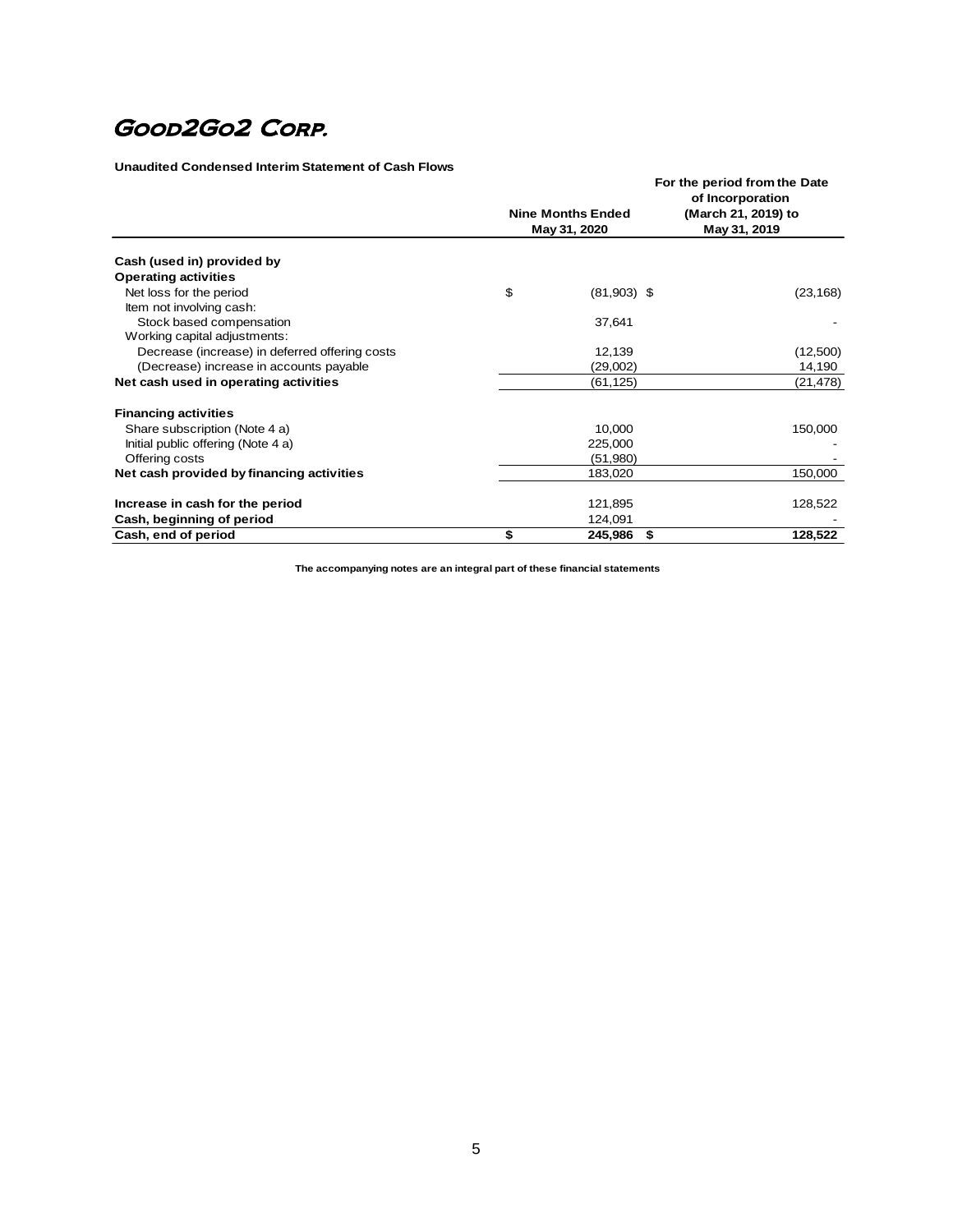# Good2Go2 Corp.

**Unaudited Condensed Interim Statement of Cash Flows**

| | Nine Months Ended May 31, 2020 | For the period from the Date of Incorporation (March 21, 2019) to May 31, 2019 |
|---|---|---|
| **Cash (used in) provided by** | | |
| **Operating activities** | | |
| Net loss for the period | $ (81,903) | $ (23,168) |
| Item not involving cash: | | |
| Stock based compensation | 37,641 | - |
| Working capital adjustments: | | |
| Decrease (increase) in deferred offering costs | 12,139 | (12,500) |
| (Decrease) increase in accounts payable | (29,002) | 14,190 |
| **Net cash used in operating activities** | (61,125) | (21,478) |
| **Financing activities** | | |
| Share subscription (Note 4 a) | 10,000 | 150,000 |
| Initial public offering (Note 4 a) | 225,000 | - |
| Offering costs | (51,980) | - |
| **Net cash provided by financing activities** | 183,020 | 150,000 |
| **Increase in cash for the period** | 121,895 | 128,522 |
| **Cash, beginning of period** | 124,091 | - |
| **Cash, end of period** | **$ 245,986** | **$ 128,522** |

**The accompanying notes are an integral part of these financial statements**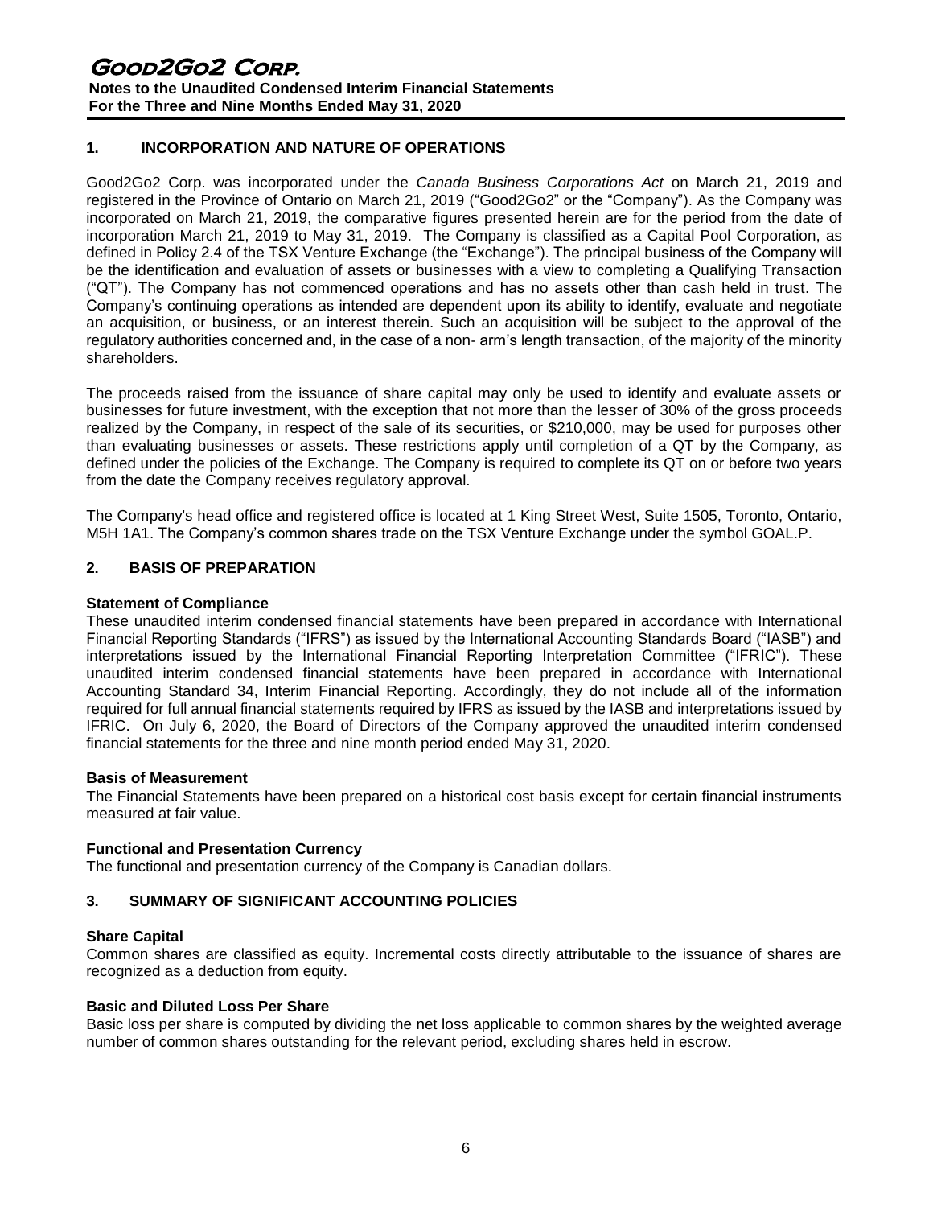## 1. INCORPORATION AND NATURE OF OPERATIONS

Good2Go2 Corp. was incorporated under the *Canada Business Corporations Act* on March 21, 2019 and registered in the Province of Ontario on March 21, 2019 ("Good2Go2" or the "Company"). As the Company was incorporated on March 21, 2019, the comparative figures presented herein are for the period from the date of incorporation March 21, 2019 to May 31, 2019. The Company is classified as a Capital Pool Corporation, as defined in Policy 2.4 of the TSX Venture Exchange (the "Exchange"). The principal business of the Company will be the identification and evaluation of assets or businesses with a view to completing a Qualifying Transaction ("QT"). The Company has not commenced operations and has no assets other than cash held in trust. The Company's continuing operations as intended are dependent upon its ability to identify, evaluate and negotiate an acquisition, or business, or an interest therein. Such an acquisition will be subject to the approval of the regulatory authorities concerned and, in the case of a non- arm's length transaction, of the majority of the minority shareholders.

The proceeds raised from the issuance of share capital may only be used to identify and evaluate assets or businesses for future investment, with the exception that not more than the lesser of 30% of the gross proceeds realized by the Company, in respect of the sale of its securities, or $210,000, may be used for purposes other than evaluating businesses or assets. These restrictions apply until completion of a QT by the Company, as defined under the policies of the Exchange. The Company is required to complete its QT on or before two years from the date the Company receives regulatory approval.

The Company's head office and registered office is located at 1 King Street West, Suite 1505, Toronto, Ontario, M5H 1A1. The Company's common shares trade on the TSX Venture Exchange under the symbol GOAL.P.

## 2. BASIS OF PREPARATION

### Statement of Compliance

These unaudited interim condensed financial statements have been prepared in accordance with International Financial Reporting Standards ("IFRS") as issued by the International Accounting Standards Board ("IASB") and interpretations issued by the International Financial Reporting Interpretation Committee ("IFRIC"). These unaudited interim condensed financial statements have been prepared in accordance with International Accounting Standard 34, Interim Financial Reporting. Accordingly, they do not include all of the information required for full annual financial statements required by IFRS as issued by the IASB and interpretations issued by IFRIC. On July 6, 2020, the Board of Directors of the Company approved the unaudited interim condensed financial statements for the three and nine month period ended May 31, 2020.

### Basis of Measurement

The Financial Statements have been prepared on a historical cost basis except for certain financial instruments measured at fair value.

### Functional and Presentation Currency

The functional and presentation currency of the Company is Canadian dollars.

## 3. SUMMARY OF SIGNIFICANT ACCOUNTING POLICIES

### Share Capital

Common shares are classified as equity. Incremental costs directly attributable to the issuance of shares are recognized as a deduction from equity.

### Basic and Diluted Loss Per Share

Basic loss per share is computed by dividing the net loss applicable to common shares by the weighted average number of common shares outstanding for the relevant period, excluding shares held in escrow.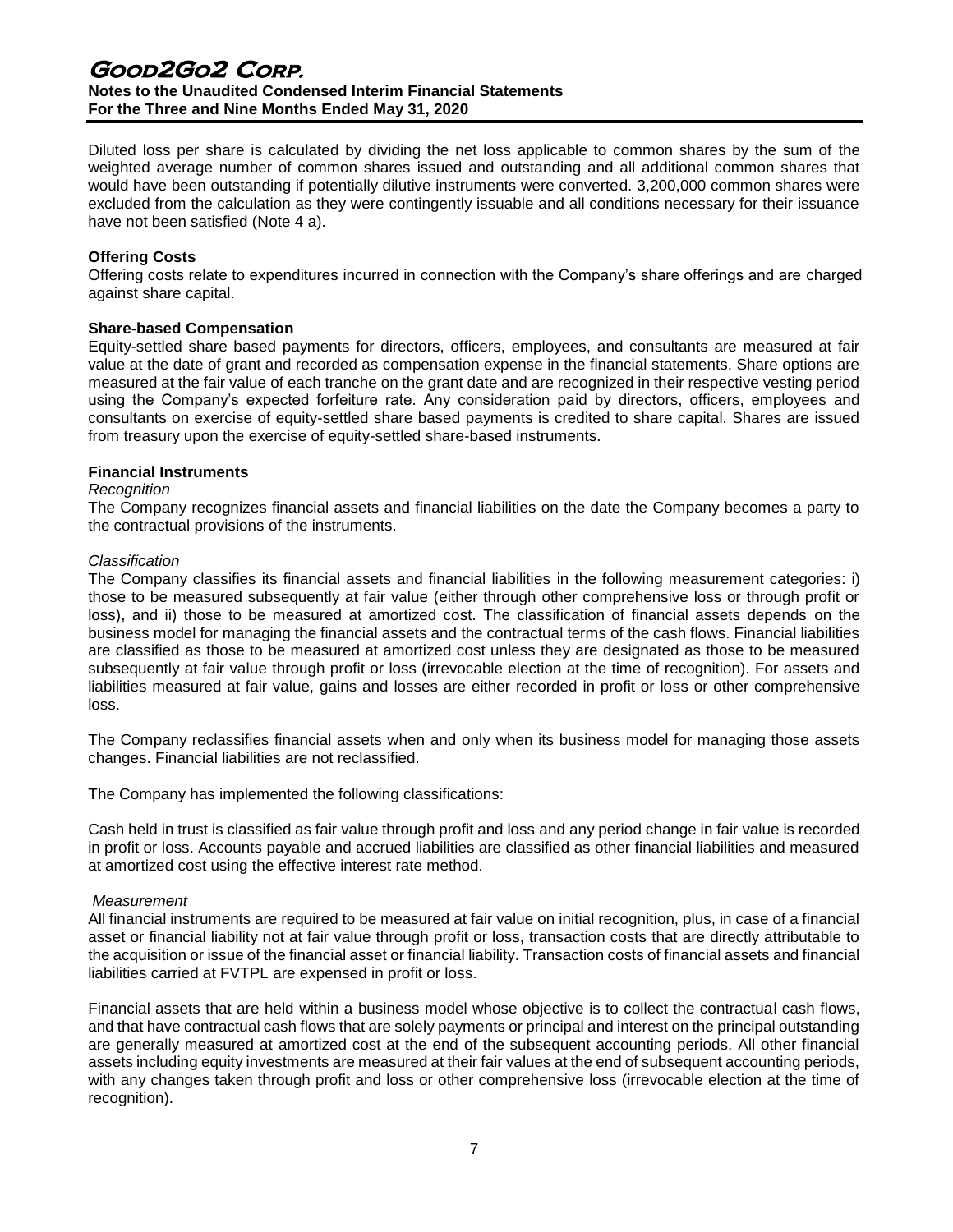Diluted loss per share is calculated by dividing the net loss applicable to common shares by the sum of the weighted average number of common shares issued and outstanding and all additional common shares that would have been outstanding if potentially dilutive instruments were converted. 3,200,000 common shares were excluded from the calculation as they were contingently issuable and all conditions necessary for their issuance have not been satisfied (Note 4 a).

**Offering Costs**

Offering costs relate to expenditures incurred in connection with the Company's share offerings and are charged against share capital.

**Share-based Compensation**

Equity-settled share based payments for directors, officers, employees, and consultants are measured at fair value at the date of grant and recorded as compensation expense in the financial statements. Share options are measured at the fair value of each tranche on the grant date and are recognized in their respective vesting period using the Company's expected forfeiture rate. Any consideration paid by directors, officers, employees and consultants on exercise of equity-settled share based payments is credited to share capital. Shares are issued from treasury upon the exercise of equity-settled share-based instruments.

**Financial Instruments**

*Recognition*

The Company recognizes financial assets and financial liabilities on the date the Company becomes a party to the contractual provisions of the instruments.

*Classification*

The Company classifies its financial assets and financial liabilities in the following measurement categories: i) those to be measured subsequently at fair value (either through other comprehensive loss or through profit or loss), and ii) those to be measured at amortized cost. The classification of financial assets depends on the business model for managing the financial assets and the contractual terms of the cash flows. Financial liabilities are classified as those to be measured at amortized cost unless they are designated as those to be measured subsequently at fair value through profit or loss (irrevocable election at the time of recognition). For assets and liabilities measured at fair value, gains and losses are either recorded in profit or loss or other comprehensive loss.

The Company reclassifies financial assets when and only when its business model for managing those assets changes. Financial liabilities are not reclassified.

The Company has implemented the following classifications:

Cash held in trust is classified as fair value through profit and loss and any period change in fair value is recorded in profit or loss. Accounts payable and accrued liabilities are classified as other financial liabilities and measured at amortized cost using the effective interest rate method.

*Measurement*

All financial instruments are required to be measured at fair value on initial recognition, plus, in case of a financial asset or financial liability not at fair value through profit or loss, transaction costs that are directly attributable to the acquisition or issue of the financial asset or financial liability. Transaction costs of financial assets and financial liabilities carried at FVTPL are expensed in profit or loss.

Financial assets that are held within a business model whose objective is to collect the contractual cash flows, and that have contractual cash flows that are solely payments or principal and interest on the principal outstanding are generally measured at amortized cost at the end of the subsequent accounting periods. All other financial assets including equity investments are measured at their fair values at the end of subsequent accounting periods, with any changes taken through profit and loss or other comprehensive loss (irrevocable election at the time of recognition).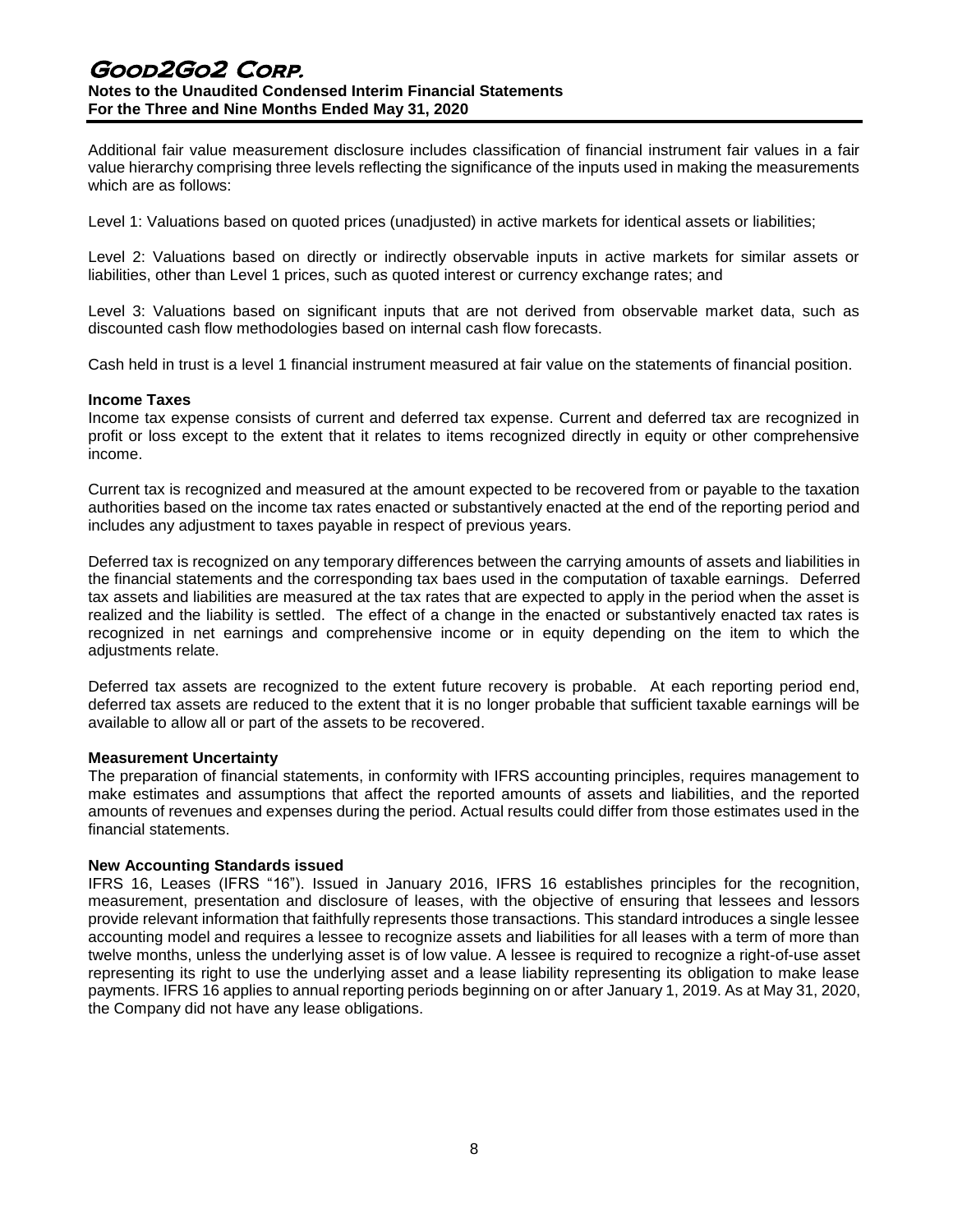Additional fair value measurement disclosure includes classification of financial instrument fair values in a fair value hierarchy comprising three levels reflecting the significance of the inputs used in making the measurements which are as follows:

Level 1: Valuations based on quoted prices (unadjusted) in active markets for identical assets or liabilities;

Level 2: Valuations based on directly or indirectly observable inputs in active markets for similar assets or liabilities, other than Level 1 prices, such as quoted interest or currency exchange rates; and

Level 3: Valuations based on significant inputs that are not derived from observable market data, such as discounted cash flow methodologies based on internal cash flow forecasts.

Cash held in trust is a level 1 financial instrument measured at fair value on the statements of financial position.

**Income Taxes**

Income tax expense consists of current and deferred tax expense. Current and deferred tax are recognized in profit or loss except to the extent that it relates to items recognized directly in equity or other comprehensive income.

Current tax is recognized and measured at the amount expected to be recovered from or payable to the taxation authorities based on the income tax rates enacted or substantively enacted at the end of the reporting period and includes any adjustment to taxes payable in respect of previous years.

Deferred tax is recognized on any temporary differences between the carrying amounts of assets and liabilities in the financial statements and the corresponding tax baes used in the computation of taxable earnings. Deferred tax assets and liabilities are measured at the tax rates that are expected to apply in the period when the asset is realized and the liability is settled. The effect of a change in the enacted or substantively enacted tax rates is recognized in net earnings and comprehensive income or in equity depending on the item to which the adjustments relate.

Deferred tax assets are recognized to the extent future recovery is probable. At each reporting period end, deferred tax assets are reduced to the extent that it is no longer probable that sufficient taxable earnings will be available to allow all or part of the assets to be recovered.

**Measurement Uncertainty**

The preparation of financial statements, in conformity with IFRS accounting principles, requires management to make estimates and assumptions that affect the reported amounts of assets and liabilities, and the reported amounts of revenues and expenses during the period. Actual results could differ from those estimates used in the financial statements.

**New Accounting Standards issued**

IFRS 16, Leases (IFRS "16"). Issued in January 2016, IFRS 16 establishes principles for the recognition, measurement, presentation and disclosure of leases, with the objective of ensuring that lessees and lessors provide relevant information that faithfully represents those transactions. This standard introduces a single lessee accounting model and requires a lessee to recognize assets and liabilities for all leases with a term of more than twelve months, unless the underlying asset is of low value. A lessee is required to recognize a right-of-use asset representing its right to use the underlying asset and a lease liability representing its obligation to make lease payments. IFRS 16 applies to annual reporting periods beginning on or after January 1, 2019. As at May 31, 2020, the Company did not have any lease obligations.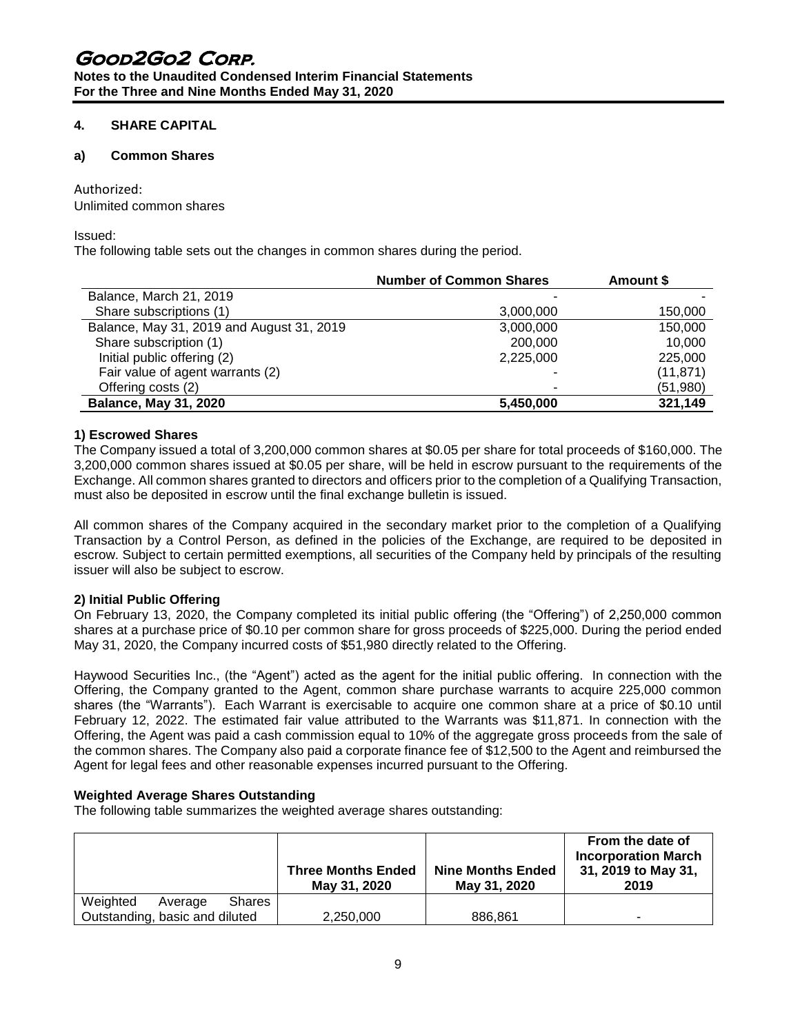## 4. SHARE CAPITAL

### a) Common Shares

Authorized:
Unlimited common shares

Issued:
The following table sets out the changes in common shares during the period.

| | Number of Common Shares | Amount $ |
|---|---|---|
| Balance, March 21, 2019 | - | - |
| Share subscriptions (1) | 3,000,000 | 150,000 |
| Balance, May 31, 2019 and August 31, 2019 | 3,000,000 | 150,000 |
| Share subscription (1) | 200,000 | 10,000 |
| Initial public offering (2) | 2,225,000 | 225,000 |
| Fair value of agent warrants (2) | - | (11,871) |
| Offering costs (2) | - | (51,980) |
| **Balance, May 31, 2020** | **5,450,000** | **321,149** |

**1) Escrowed Shares**

The Company issued a total of 3,200,000 common shares at $0.05 per share for total proceeds of $160,000. The 3,200,000 common shares issued at $0.05 per share, will be held in escrow pursuant to the requirements of the Exchange. All common shares granted to directors and officers prior to the completion of a Qualifying Transaction, must also be deposited in escrow until the final exchange bulletin is issued.

All common shares of the Company acquired in the secondary market prior to the completion of a Qualifying Transaction by a Control Person, as defined in the policies of the Exchange, are required to be deposited in escrow. Subject to certain permitted exemptions, all securities of the Company held by principals of the resulting issuer will also be subject to escrow.

**2) Initial Public Offering**

On February 13, 2020, the Company completed its initial public offering (the "Offering") of 2,250,000 common shares at a purchase price of $0.10 per common share for gross proceeds of $225,000. During the period ended May 31, 2020, the Company incurred costs of $51,980 directly related to the Offering.

Haywood Securities Inc., (the "Agent") acted as the agent for the initial public offering. In connection with the Offering, the Company granted to the Agent, common share purchase warrants to acquire 225,000 common shares (the "Warrants"). Each Warrant is exercisable to acquire one common share at a price of $0.10 until February 12, 2022. The estimated fair value attributed to the Warrants was $11,871. In connection with the Offering, the Agent was paid a cash commission equal to 10% of the aggregate gross proceeds from the sale of the common shares. The Company also paid a corporate finance fee of $12,500 to the Agent and reimbursed the Agent for legal fees and other reasonable expenses incurred pursuant to the Offering.

**Weighted Average Shares Outstanding**

The following table summarizes the weighted average shares outstanding:

| | Three Months Ended May 31, 2020 | Nine Months Ended May 31, 2020 | From the date of Incorporation March 31, 2019 to May 31, 2019 |
|---|---|---|---|
| Weighted Average Shares Outstanding, basic and diluted | 2,250,000 | 886,861 | - |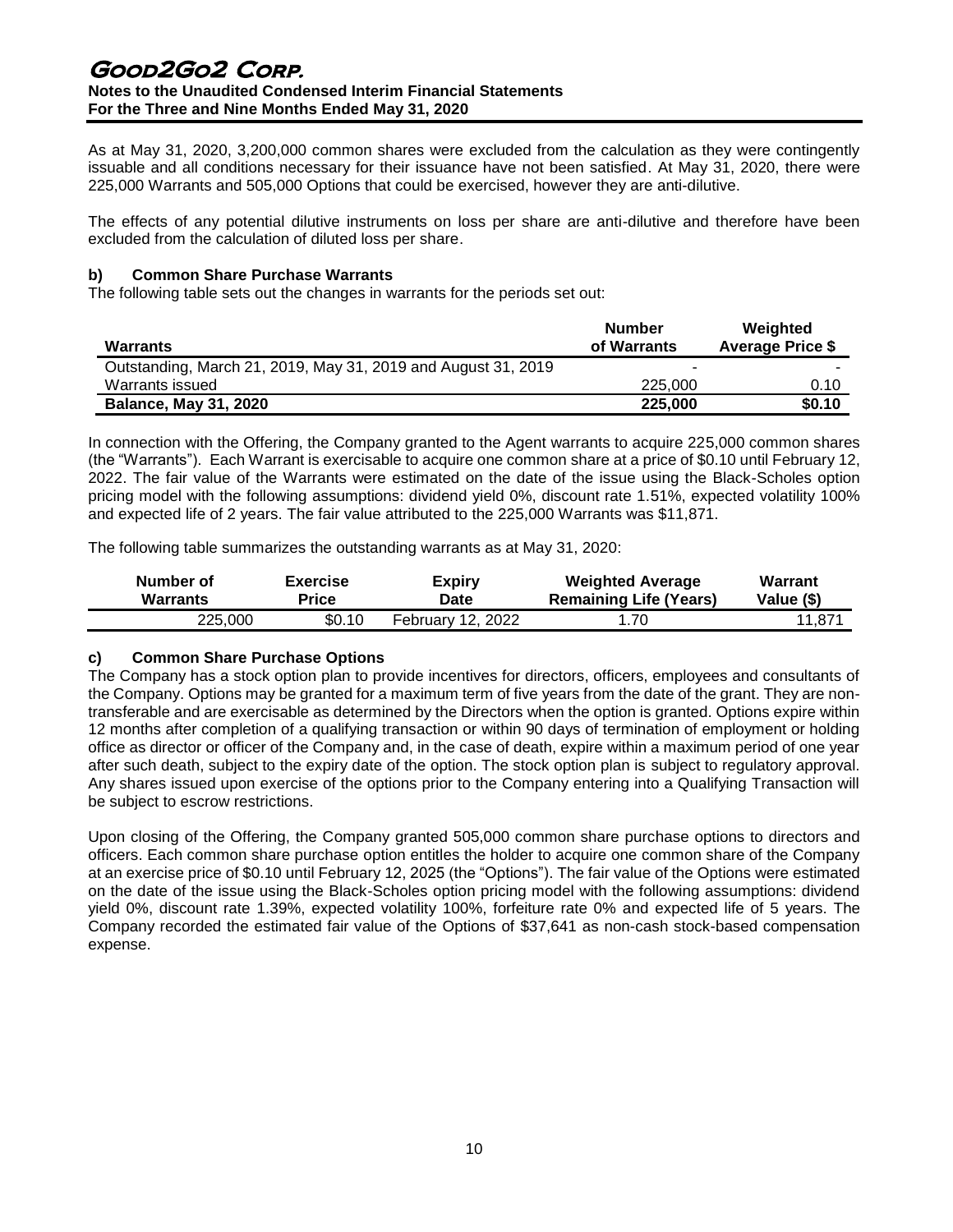As at May 31, 2020, 3,200,000 common shares were excluded from the calculation as they were contingently issuable and all conditions necessary for their issuance have not been satisfied. At May 31, 2020, there were 225,000 Warrants and 505,000 Options that could be exercised, however they are anti-dilutive.

The effects of any potential dilutive instruments on loss per share are anti-dilutive and therefore have been excluded from the calculation of diluted loss per share.

### b) Common Share Purchase Warrants

The following table sets out the changes in warrants for the periods set out:

| Warrants | Number of Warrants | Weighted Average Price $ |
|---|---|---|
| Outstanding, March 21, 2019, May 31, 2019 and August 31, 2019 | - | - |
| Warrants issued | 225,000 | 0.10 |
| **Balance, May 31, 2020** | **225,000** | **$0.10** |

In connection with the Offering, the Company granted to the Agent warrants to acquire 225,000 common shares (the "Warrants"). Each Warrant is exercisable to acquire one common share at a price of $0.10 until February 12, 2022. The fair value of the Warrants were estimated on the date of the issue using the Black-Scholes option pricing model with the following assumptions: dividend yield 0%, discount rate 1.51%, expected volatility 100% and expected life of 2 years. The fair value attributed to the 225,000 Warrants was $11,871.

The following table summarizes the outstanding warrants as at May 31, 2020:

| Number of Warrants | Exercise Price | Expiry Date | Weighted Average Remaining Life (Years) | Warrant Value ($) |
|---|---|---|---|---|
| 225,000 | $0.10 | February 12, 2022 | 1.70 | 11,871 |

### c) Common Share Purchase Options

The Company has a stock option plan to provide incentives for directors, officers, employees and consultants of the Company. Options may be granted for a maximum term of five years from the date of the grant. They are non-transferable and are exercisable as determined by the Directors when the option is granted. Options expire within 12 months after completion of a qualifying transaction or within 90 days of termination of employment or holding office as director or officer of the Company and, in the case of death, expire within a maximum period of one year after such death, subject to the expiry date of the option. The stock option plan is subject to regulatory approval. Any shares issued upon exercise of the options prior to the Company entering into a Qualifying Transaction will be subject to escrow restrictions.

Upon closing of the Offering, the Company granted 505,000 common share purchase options to directors and officers. Each common share purchase option entitles the holder to acquire one common share of the Company at an exercise price of $0.10 until February 12, 2025 (the "Options"). The fair value of the Options were estimated on the date of the issue using the Black-Scholes option pricing model with the following assumptions: dividend yield 0%, discount rate 1.39%, expected volatility 100%, forfeiture rate 0% and expected life of 5 years. The Company recorded the estimated fair value of the Options of $37,641 as non-cash stock-based compensation expense.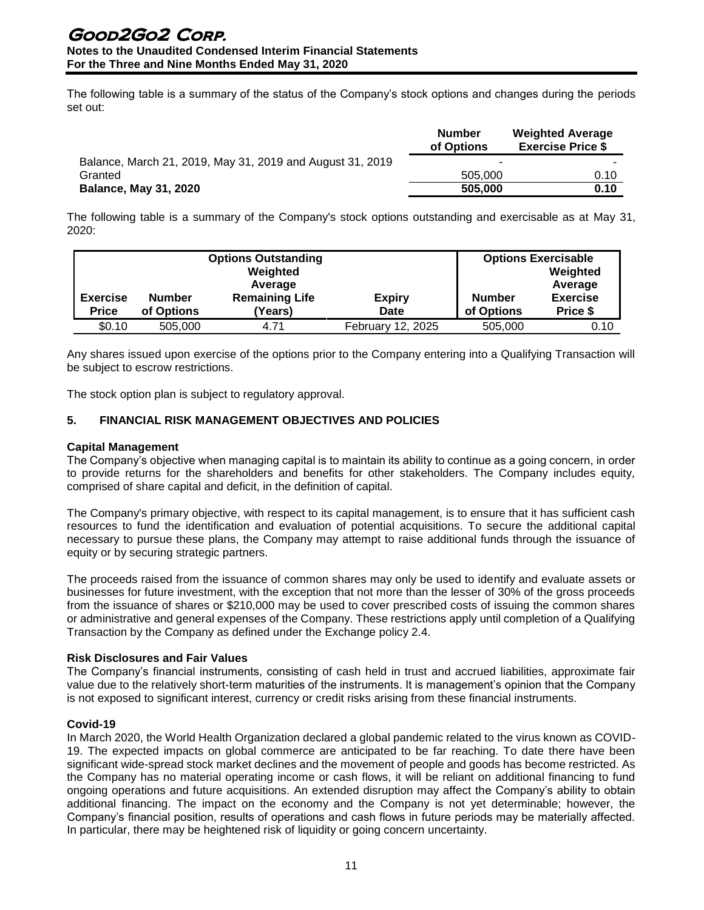The following table is a summary of the status of the Company's stock options and changes during the periods set out:

| | Number of Options | Weighted Average Exercise Price $ |
|---|---|---|
| Balance, March 21, 2019, May 31, 2019 and August 31, 2019 | - | - |
| Granted | 505,000 | 0.10 |
| **Balance, May 31, 2020** | **505,000** | **0.10** |

The following table is a summary of the Company's stock options outstanding and exercisable as at May 31, 2020:

| Options Outstanding | | | | Options Exercisable | |
|---|---|---|---|---|---|
| Exercise Price | Number of Options | Weighted Average Remaining Life (Years) | Expiry Date | Number of Options | Weighted Average Exercise Price $ |
| $0.10 | 505,000 | 4.71 | February 12, 2025 | 505,000 | 0.10 |

Any shares issued upon exercise of the options prior to the Company entering into a Qualifying Transaction will be subject to escrow restrictions.

The stock option plan is subject to regulatory approval.

## 5. FINANCIAL RISK MANAGEMENT OBJECTIVES AND POLICIES

### Capital Management

The Company's objective when managing capital is to maintain its ability to continue as a going concern, in order to provide returns for the shareholders and benefits for other stakeholders. The Company includes equity, comprised of share capital and deficit, in the definition of capital.

The Company's primary objective, with respect to its capital management, is to ensure that it has sufficient cash resources to fund the identification and evaluation of potential acquisitions. To secure the additional capital necessary to pursue these plans, the Company may attempt to raise additional funds through the issuance of equity or by securing strategic partners.

The proceeds raised from the issuance of common shares may only be used to identify and evaluate assets or businesses for future investment, with the exception that not more than the lesser of 30% of the gross proceeds from the issuance of shares or $210,000 may be used to cover prescribed costs of issuing the common shares or administrative and general expenses of the Company. These restrictions apply until completion of a Qualifying Transaction by the Company as defined under the Exchange policy 2.4.

### Risk Disclosures and Fair Values

The Company's financial instruments, consisting of cash held in trust and accrued liabilities, approximate fair value due to the relatively short-term maturities of the instruments. It is management's opinion that the Company is not exposed to significant interest, currency or credit risks arising from these financial instruments.

### Covid-19

In March 2020, the World Health Organization declared a global pandemic related to the virus known as COVID-19. The expected impacts on global commerce are anticipated to be far reaching. To date there have been significant wide-spread stock market declines and the movement of people and goods has become restricted. As the Company has no material operating income or cash flows, it will be reliant on additional financing to fund ongoing operations and future acquisitions. An extended disruption may affect the Company's ability to obtain additional financing. The impact on the economy and the Company is not yet determinable; however, the Company's financial position, results of operations and cash flows in future periods may be materially affected. In particular, there may be heightened risk of liquidity or going concern uncertainty.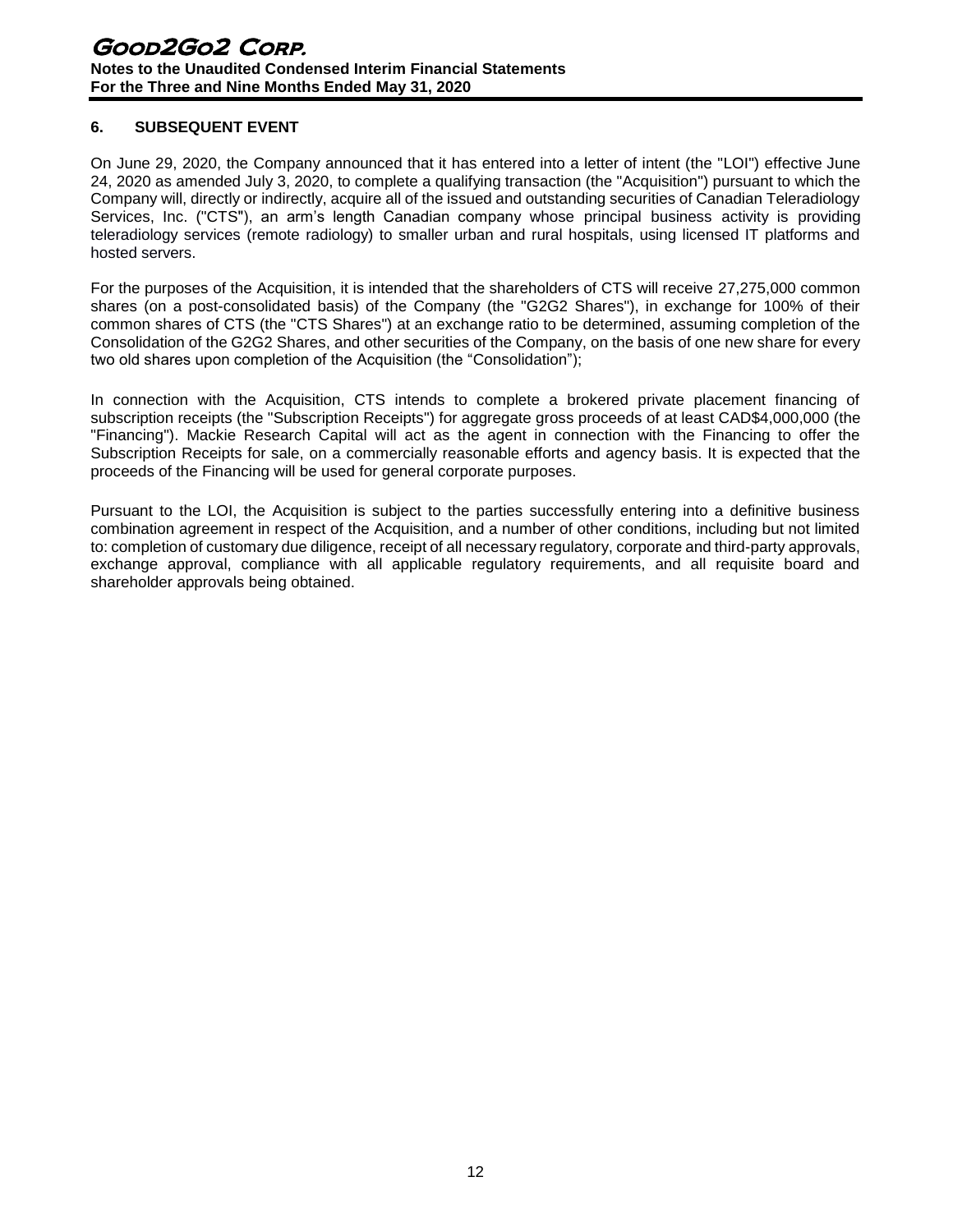## 6. SUBSEQUENT EVENT

On June 29, 2020, the Company announced that it has entered into a letter of intent (the "LOI") effective June 24, 2020 as amended July 3, 2020, to complete a qualifying transaction (the "Acquisition") pursuant to which the Company will, directly or indirectly, acquire all of the issued and outstanding securities of Canadian Teleradiology Services, Inc. ("CTS"), an arm's length Canadian company whose principal business activity is providing teleradiology services (remote radiology) to smaller urban and rural hospitals, using licensed IT platforms and hosted servers.

For the purposes of the Acquisition, it is intended that the shareholders of CTS will receive 27,275,000 common shares (on a post-consolidated basis) of the Company (the "G2G2 Shares"), in exchange for 100% of their common shares of CTS (the "CTS Shares") at an exchange ratio to be determined, assuming completion of the Consolidation of the G2G2 Shares, and other securities of the Company, on the basis of one new share for every two old shares upon completion of the Acquisition (the "Consolidation");

In connection with the Acquisition, CTS intends to complete a brokered private placement financing of subscription receipts (the "Subscription Receipts") for aggregate gross proceeds of at least CAD$4,000,000 (the "Financing"). Mackie Research Capital will act as the agent in connection with the Financing to offer the Subscription Receipts for sale, on a commercially reasonable efforts and agency basis. It is expected that the proceeds of the Financing will be used for general corporate purposes.

Pursuant to the LOI, the Acquisition is subject to the parties successfully entering into a definitive business combination agreement in respect of the Acquisition, and a number of other conditions, including but not limited to: completion of customary due diligence, receipt of all necessary regulatory, corporate and third-party approvals, exchange approval, compliance with all applicable regulatory requirements, and all requisite board and shareholder approvals being obtained.